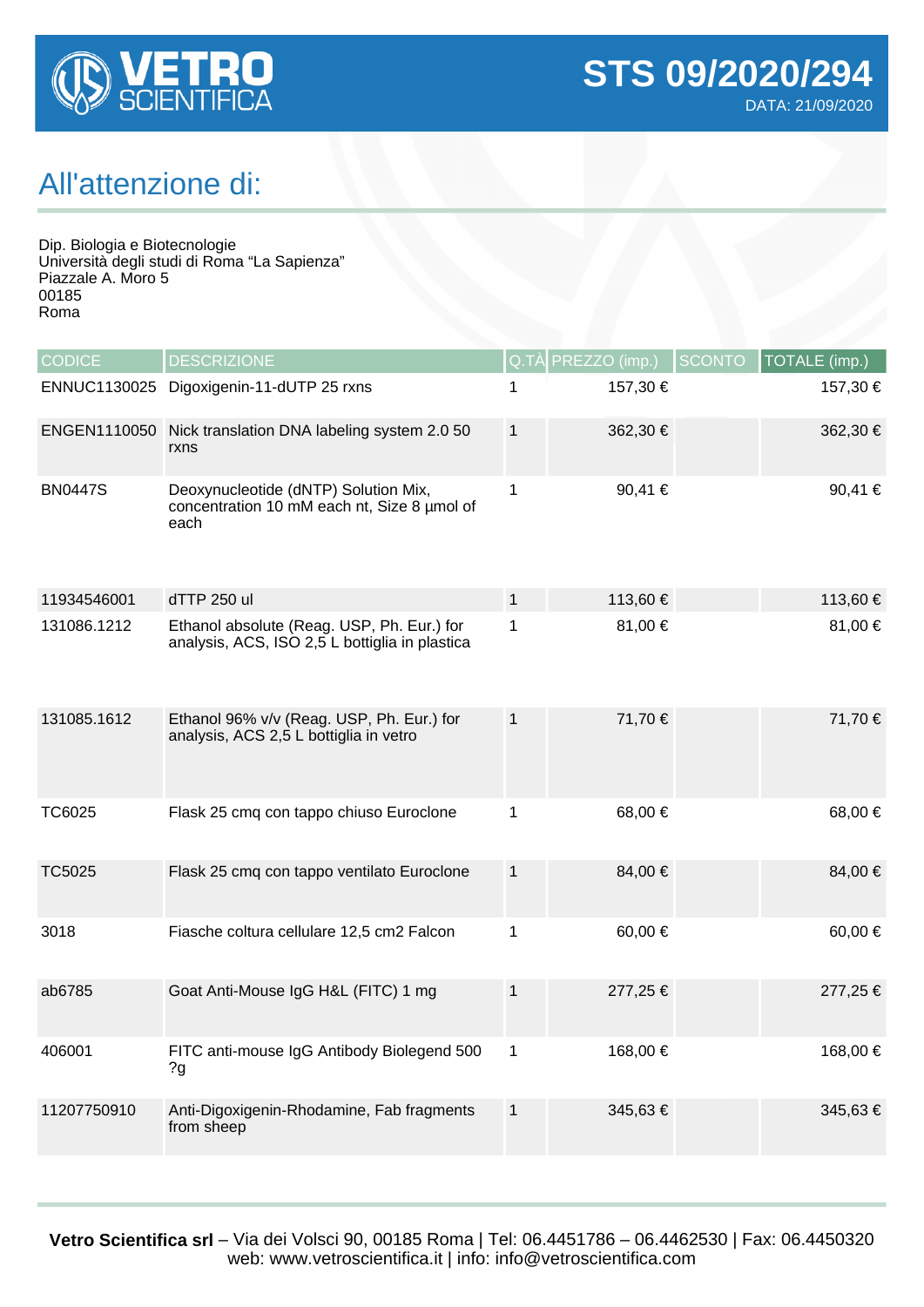**VETRO SCIENTIFICA**

# STS 09/2020/294

DATA: 21/09/2020

## All'attenzione di:

Dip. Biologia e Biotecnologie
Università degli studi di Roma “La Sapienza”
Piazzale A. Moro 5
00185
Roma

| CODICE | DESCRIZIONE | Q.TÀ | PREZZO (imp.) | SCONTO | TOTALE (imp.) |
|---|---|---|---|---|---|
| ENNUC1130025 | Digoxigenin-11-dUTP 25 rxns | 1 | 157,30 € | | 157,30 € |
| ENGEN1110050 | Nick translation DNA labeling system 2.0 50 rxns | 1 | 362,30 € | | 362,30 € |
| BN0447S | Deoxynucleotide (dNTP) Solution Mix, concentration 10 mM each nt, Size 8 µmol of each | 1 | 90,41 € | | 90,41 € |
| 11934546001 | dTTP 250 ul | 1 | 113,60 € | | 113,60 € |
| 131086.1212 | Ethanol absolute (Reag. USP, Ph. Eur.) for analysis, ACS, ISO 2,5 L bottiglia in plastica | 1 | 81,00 € | | 81,00 € |
| 131085.1612 | Ethanol 96% v/v (Reag. USP, Ph. Eur.) for analysis, ACS 2,5 L bottiglia in vetro | 1 | 71,70 € | | 71,70 € |
| TC6025 | Flask 25 cmq con tappo chiuso Euroclone | 1 | 68,00 € | | 68,00 € |
| TC5025 | Flask 25 cmq con tappo ventilato Euroclone | 1 | 84,00 € | | 84,00 € |
| 3018 | Fiasche coltura cellulare 12,5 cm2 Falcon | 1 | 60,00 € | | 60,00 € |
| ab6785 | Goat Anti-Mouse IgG H&L (FITC) 1 mg | 1 | 277,25 € | | 277,25 € |
| 406001 | FITC anti-mouse IgG Antibody Biolegend 500 ?g | 1 | 168,00 € | | 168,00 € |
| 11207750910 | Anti-Digoxigenin-Rhodamine, Fab fragments from sheep | 1 | 345,63 € | | 345,63 € |

**Vetro Scientifica srl** – Via dei Volsci 90, 00185 Roma | Tel: 06.4451786 – 06.4462530 | Fax: 06.4450320
web: www.vetroscientifica.it | info: info@vetroscientifica.com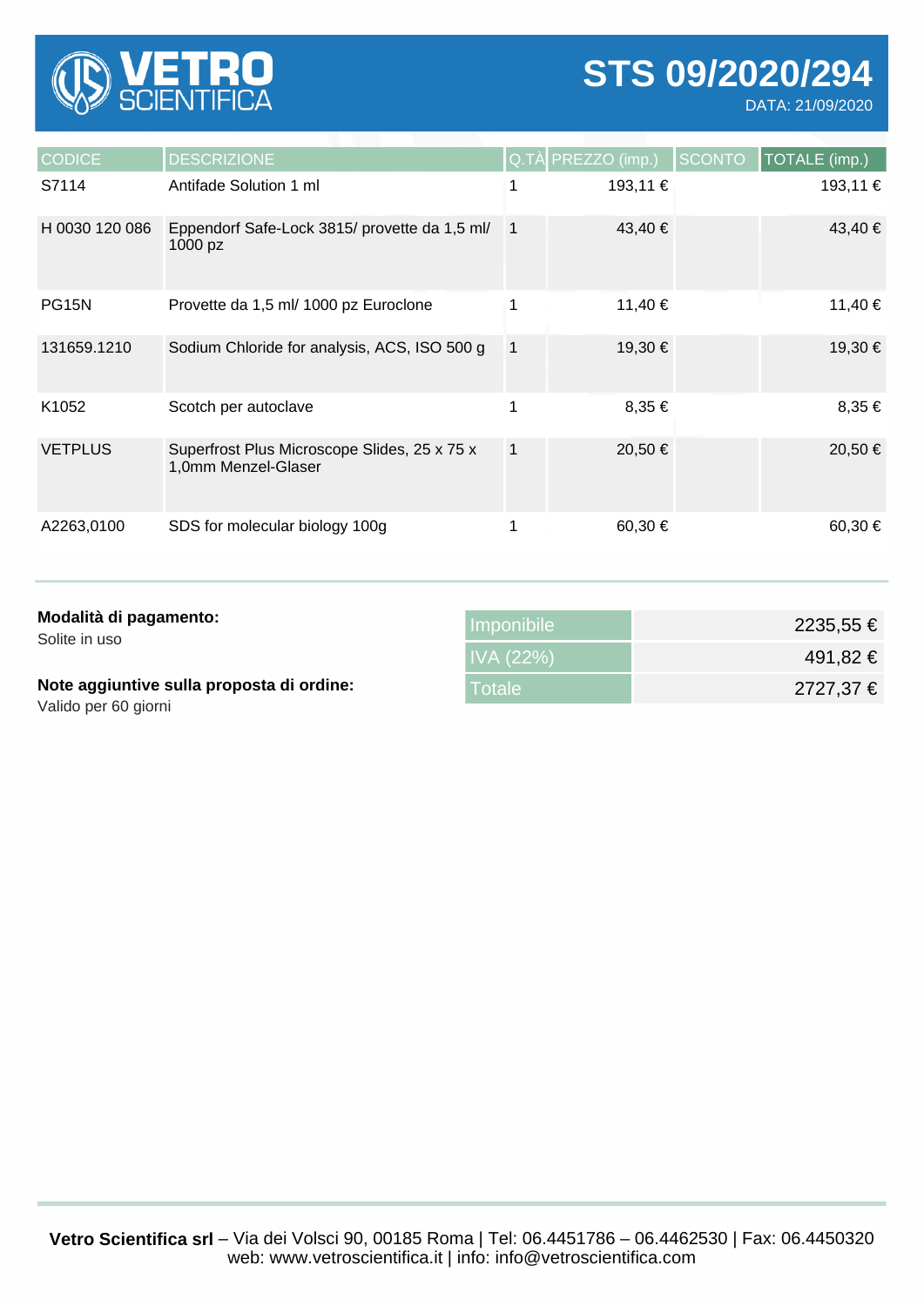# VETRO SCIENTIFICA

## STS 09/2020/294

DATA: 21/09/2020

| CODICE | DESCRIZIONE | Q.TÀ | PREZZO (imp.) | SCONTO | TOTALE (imp.) |
|---|---|---|---|---|---|
| S7114 | Antifade Solution 1 ml | 1 | 193,11 € | | 193,11 € |
| H 0030 120 086 | Eppendorf Safe-Lock 3815/ provette da 1,5 ml/ 1000 pz | 1 | 43,40 € | | 43,40 € |
| PG15N | Provette da 1,5 ml/ 1000 pz Euroclone | 1 | 11,40 € | | 11,40 € |
| 131659.1210 | Sodium Chloride for analysis, ACS, ISO 500 g | 1 | 19,30 € | | 19,30 € |
| K1052 | Scotch per autoclave | 1 | 8,35 € | | 8,35 € |
| VETPLUS | Superfrost Plus Microscope Slides, 25 x 75 x 1,0mm Menzel-Glaser | 1 | 20,50 € | | 20,50 € |
| A2263,0100 | SDS for molecular biology 100g | 1 | 60,30 € | | 60,30 € |

**Modalità di pagamento:**
Solite in uso

**Note aggiuntive sulla proposta di ordine:**
Valido per 60 giorni

| | |
|---|---|
| Imponibile | 2235,55 € |
| IVA (22%) | 491,82 € |
| Totale | 2727,37 € |

**Vetro Scientifica srl** – Via dei Volsci 90, 00185 Roma | Tel: 06.4451786 – 06.4462530 | Fax: 06.4450320
web: www.vetroscientifica.it | info: info@vetroscientifica.com